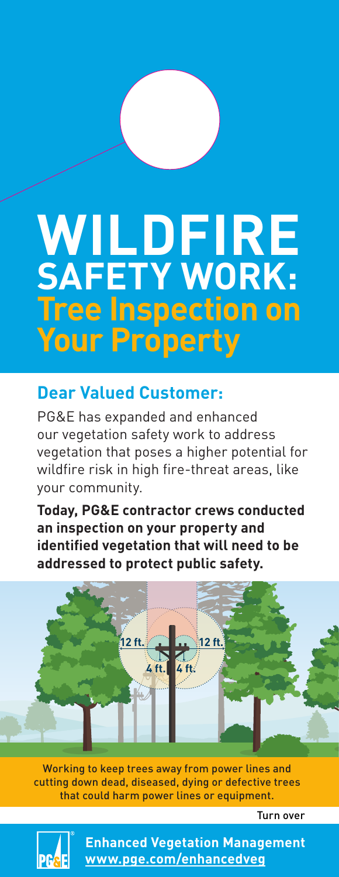# WILDFIRE SAFETY WORK: Tree Inspection on Your Property

## Dear Valued Customer:

PG&E has expanded and enhanced our vegetation safety work to address vegetation that poses a higher potential for wildfire risk in high fire-threat areas, like your community.

**Today, PG&E contractor crews conducted an inspection on your property and identified vegetation that will need to be addressed to protect public safety.**

12 ft. 12 ft. 4 ft. 4 ft.

Working to keep trees away from power lines and cutting down dead, diseased, dying or defective trees that could harm power lines or equipment.

Turn over

**Enhanced Vegetation Management**
**www.pge.com/enhancedveg**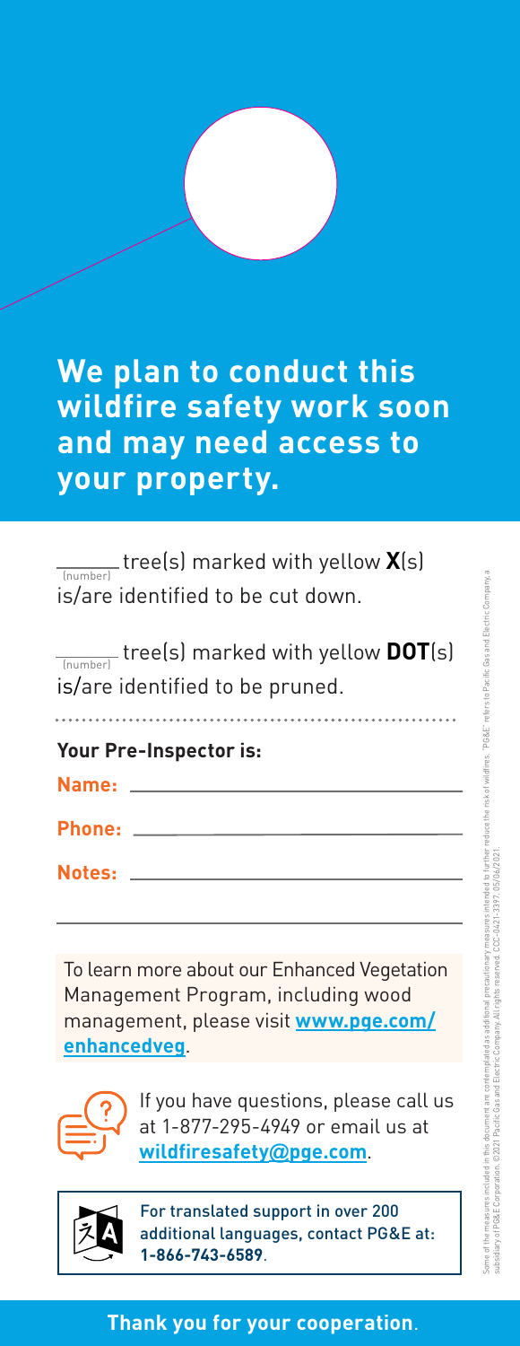## We plan to conduct this wildfire safety work soon and may need access to your property.

______ tree(s) marked with yellow **X**(s) is/are identified to be cut down.
(number)

______ tree(s) marked with yellow **DOT**(s) is/are identified to be pruned.
(number)

**Your Pre-Inspector is:**

**Name:** ______________________

**Phone:** ______________________

**Notes:** ______________________

______________________

To learn more about our Enhanced Vegetation Management Program, including wood management, please visit **www.pge.com/enhancedveg**.

If you have questions, please call us at 1-877-295-4949 or email us at **wildfiresafety@pge.com**.

For translated support in over 200 additional languages, contact PG&E at: **1-866-743-6589**.

**Thank you for your cooperation**.

Some of the measures included in this document are contemplated as additional precautionary measures intended to further reduce the risk of wildfires. "PG&E" refers to Pacific Gas and Electric Company, a subsidiary of PG&E Corporation. ©2021 Pacific Gas and Electric Company. All rights reserved. CCC-0421-3397. 05/06/2021.